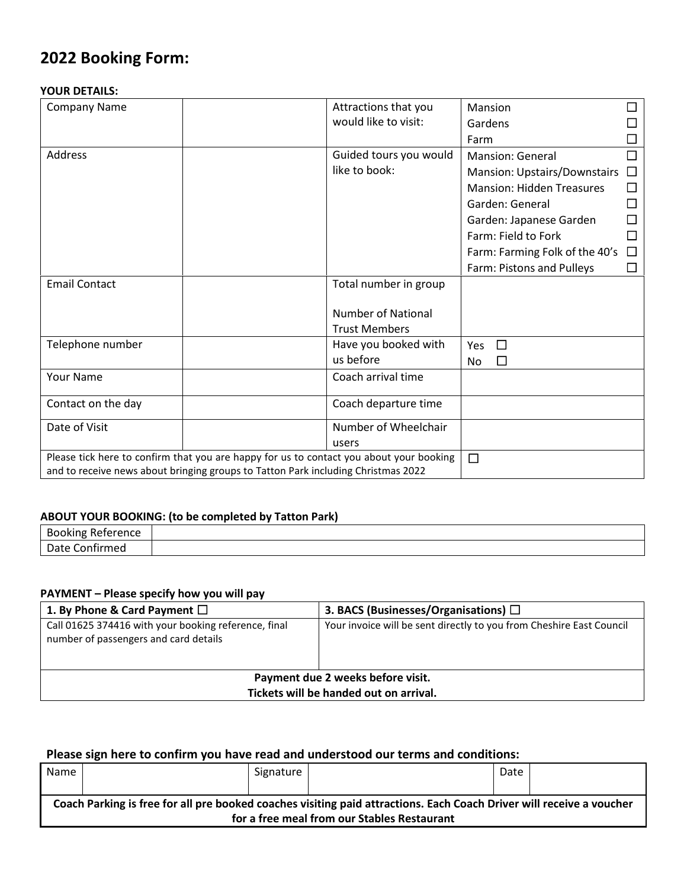# 2022 Booking Form:

**YOUR DETAILS:**

| | | | |
|---|---|---|---|
| Company Name | | Attractions that you would like to visit: | Mansion ☐<br>Gardens ☐<br>Farm ☐ |
| Address | | Guided tours you would like to book: | Mansion: General ☐<br>Mansion: Upstairs/Downstairs ☐<br>Mansion: Hidden Treasures ☐<br>Garden: General ☐<br>Garden: Japanese Garden ☐<br>Farm: Field to Fork ☐<br>Farm: Farming Folk of the 40's ☐<br>Farm: Pistons and Pulleys ☐ |
| Email Contact | | Total number in group<br><br>Number of National Trust Members | |
| Telephone number | | Have you booked with us before | Yes ☐<br>No ☐ |
| Your Name | | Coach arrival time | |
| Contact on the day | | Coach departure time | |
| Date of Visit | | Number of Wheelchair users | |
| Please tick here to confirm that you are happy for us to contact you about your booking and to receive news about bringing groups to Tatton Park including Christmas 2022 | | | ☐ |

**ABOUT YOUR BOOKING: (to be completed by Tatton Park)**

| | |
|---|---|
| Booking Reference | |
| Date Confirmed | |

**PAYMENT – Please specify how you will pay**

| 1. By Phone & Card Payment ☐ | 3. BACS (Businesses/Organisations) ☐ |
|---|---|
| Call 01625 374416 with your booking reference, final number of passengers and card details | Your invoice will be sent directly to you from Cheshire East Council |
| **Payment due 2 weeks before visit.<br>Tickets will be handed out on arrival.** | |

### Please sign here to confirm you have read and understood our terms and conditions:

| Name | | Signature | | Date | |
|---|---|---|---|---|---|
| **Coach Parking is free for all pre booked coaches visiting paid attractions. Each Coach Driver will receive a voucher for a free meal from our Stables Restaurant** | | | | | |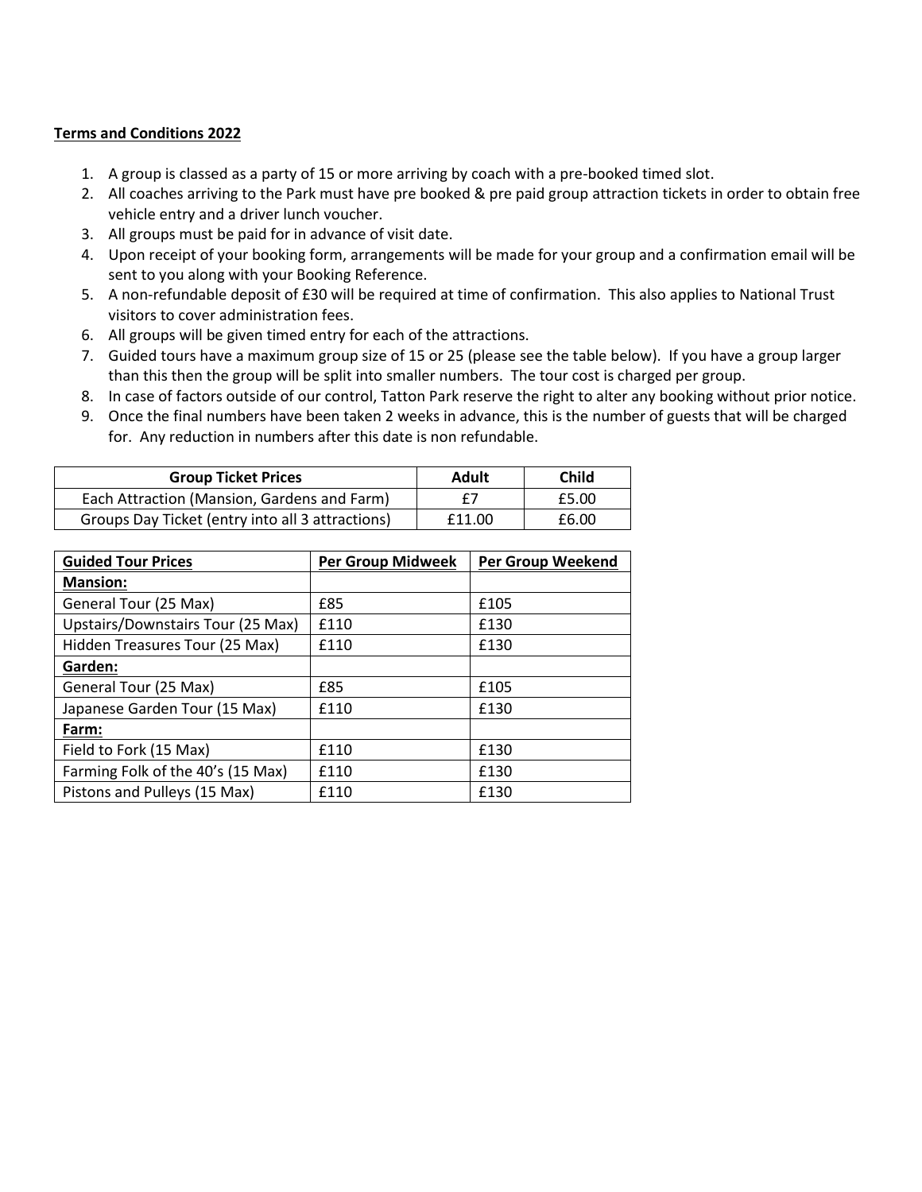**Terms and Conditions 2022**

1. A group is classed as a party of 15 or more arriving by coach with a pre-booked timed slot.
2. All coaches arriving to the Park must have pre booked & pre paid group attraction tickets in order to obtain free vehicle entry and a driver lunch voucher.
3. All groups must be paid for in advance of visit date.
4. Upon receipt of your booking form, arrangements will be made for your group and a confirmation email will be sent to you along with your Booking Reference.
5. A non-refundable deposit of £30 will be required at time of confirmation. This also applies to National Trust visitors to cover administration fees.
6. All groups will be given timed entry for each of the attractions.
7. Guided tours have a maximum group size of 15 or 25 (please see the table below). If you have a group larger than this then the group will be split into smaller numbers. The tour cost is charged per group.
8. In case of factors outside of our control, Tatton Park reserve the right to alter any booking without prior notice.
9. Once the final numbers have been taken 2 weeks in advance, this is the number of guests that will be charged for. Any reduction in numbers after this date is non refundable.

| Group Ticket Prices | Adult | Child |
|---|---|---|
| Each Attraction (Mansion, Gardens and Farm) | £7 | £5.00 |
| Groups Day Ticket (entry into all 3 attractions) | £11.00 | £6.00 |

| **Guided Tour Prices** | **Per Group Midweek** | **Per Group Weekend** |
|---|---|---|
| **Mansion:** | | |
| General Tour (25 Max) | £85 | £105 |
| Upstairs/Downstairs Tour (25 Max) | £110 | £130 |
| Hidden Treasures Tour (25 Max) | £110 | £130 |
| **Garden:** | | |
| General Tour (25 Max) | £85 | £105 |
| Japanese Garden Tour (15 Max) | £110 | £130 |
| **Farm:** | | |
| Field to Fork (15 Max) | £110 | £130 |
| Farming Folk of the 40's (15 Max) | £110 | £130 |
| Pistons and Pulleys (15 Max) | £110 | £130 |